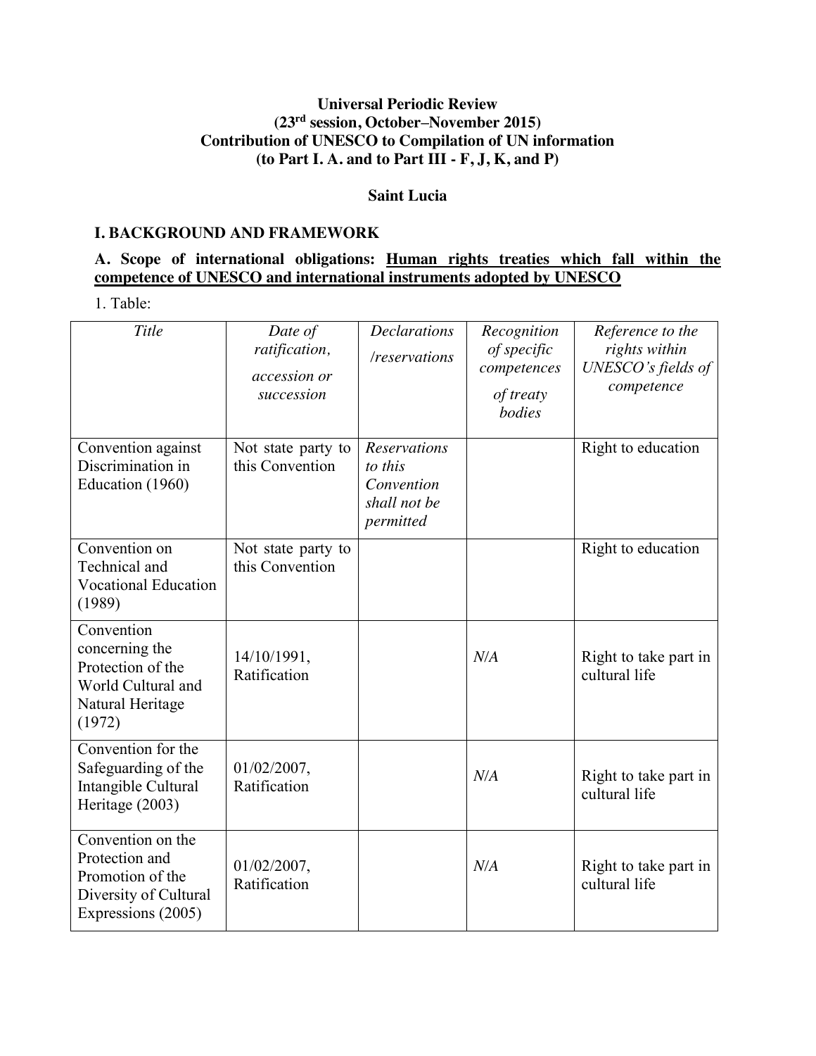**Universal Periodic Review**
**(23rd session, October–November 2015)**
**Contribution of UNESCO to Compilation of UN information**
**(to Part I. A. and to Part III - F, J, K, and P)**

**Saint Lucia**

## I. BACKGROUND AND FRAMEWORK

### A. Scope of international obligations: Human rights treaties which fall within the competence of UNESCO and international instruments adopted by UNESCO

1. Table:

| *Title* | *Date of ratification, accession or succession* | *Declarations /reservations* | *Recognition of specific competences of treaty bodies* | *Reference to the rights within UNESCO's fields of competence* |
|---|---|---|---|---|
| Convention against Discrimination in Education (1960) | Not state party to this Convention | *Reservations to this Convention shall not be permitted* | | Right to education |
| Convention on Technical and Vocational Education (1989) | Not state party to this Convention | | | Right to education |
| Convention concerning the Protection of the World Cultural and Natural Heritage (1972) | 14/10/1991, Ratification | | *N/A* | Right to take part in cultural life |
| Convention for the Safeguarding of the Intangible Cultural Heritage (2003) | 01/02/2007, Ratification | | *N/A* | Right to take part in cultural life |
| Convention on the Protection and Promotion of the Diversity of Cultural Expressions (2005) | 01/02/2007, Ratification | | *N/A* | Right to take part in cultural life |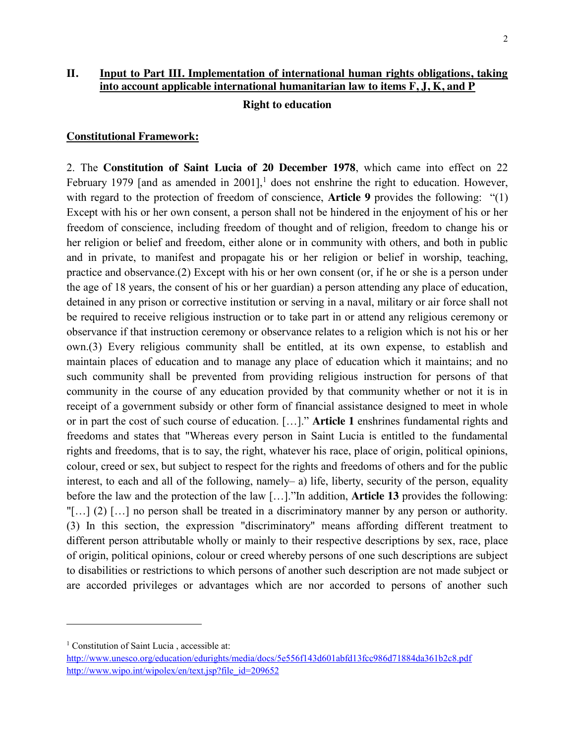## II. Input to Part III. Implementation of international human rights obligations, taking into account applicable international humanitarian law to items F, J, K, and P

### Right to education

**Constitutional Framework:**

2. The **Constitution of Saint Lucia of 20 December 1978**, which came into effect on 22 February 1979 [and as amended in 2001],[1] does not enshrine the right to education. However, with regard to the protection of freedom of conscience, **Article 9** provides the following: "(1) Except with his or her own consent, a person shall not be hindered in the enjoyment of his or her freedom of conscience, including freedom of thought and of religion, freedom to change his or her religion or belief and freedom, either alone or in community with others, and both in public and in private, to manifest and propagate his or her religion or belief in worship, teaching, practice and observance.(2) Except with his or her own consent (or, if he or she is a person under the age of 18 years, the consent of his or her guardian) a person attending any place of education, detained in any prison or corrective institution or serving in a naval, military or air force shall not be required to receive religious instruction or to take part in or attend any religious ceremony or observance if that instruction ceremony or observance relates to a religion which is not his or her own.(3) Every religious community shall be entitled, at its own expense, to establish and maintain places of education and to manage any place of education which it maintains; and no such community shall be prevented from providing religious instruction for persons of that community in the course of any education provided by that community whether or not it is in receipt of a government subsidy or other form of financial assistance designed to meet in whole or in part the cost of such course of education. […]." **Article 1** enshrines fundamental rights and freedoms and states that "Whereas every person in Saint Lucia is entitled to the fundamental rights and freedoms, that is to say, the right, whatever his race, place of origin, political opinions, colour, creed or sex, but subject to respect for the rights and freedoms of others and for the public interest, to each and all of the following, namely– a) life, liberty, security of the person, equality before the law and the protection of the law […]."In addition, **Article 13** provides the following: "[…] (2) […] no person shall be treated in a discriminatory manner by any person or authority. (3) In this section, the expression "discriminatory" means affording different treatment to different person attributable wholly or mainly to their respective descriptions by sex, race, place of origin, political opinions, colour or creed whereby persons of one such descriptions are subject to disabilities or restrictions to which persons of another such description are not made subject or are accorded privileges or advantages which are nor accorded to persons of another such

---

[1] Constitution of Saint Lucia , accessible at:
http://www.unesco.org/education/edurights/media/docs/5e556f143d601abfd13fcc986d71884da361b2c8.pdf
http://www.wipo.int/wipolex/en/text.jsp?file_id=209652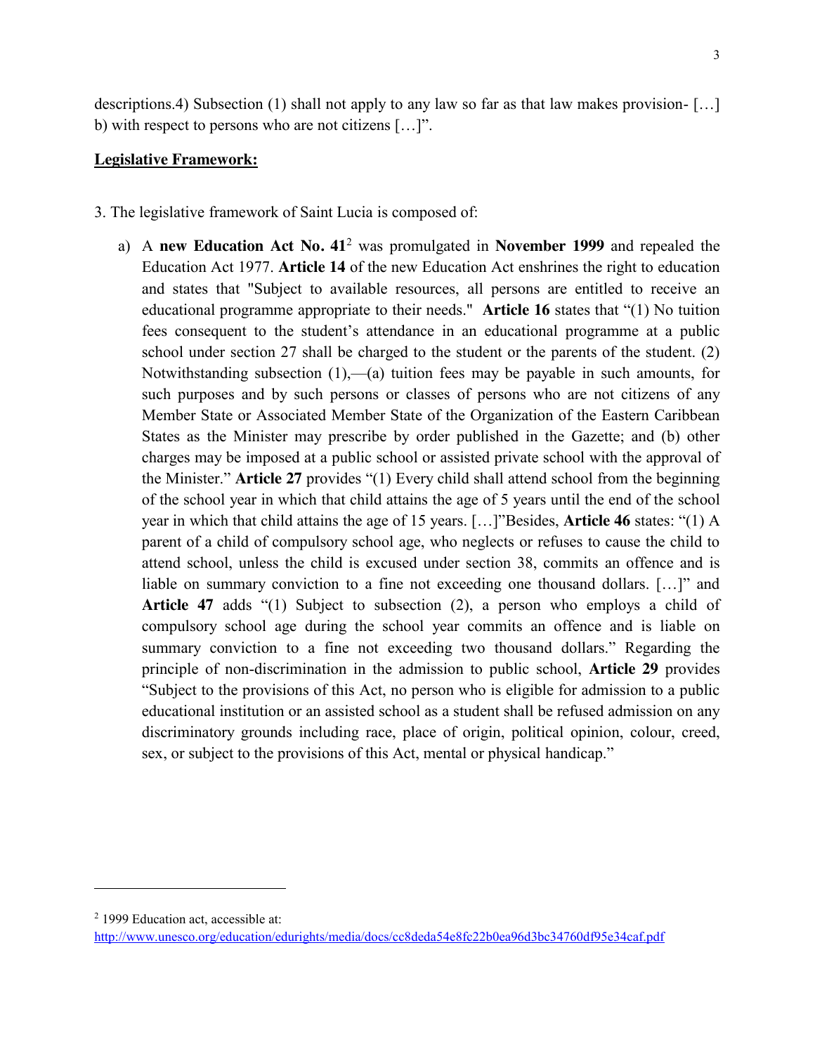descriptions.4) Subsection (1) shall not apply to any law so far as that law makes provision- […] b) with respect to persons who are not citizens […]".

**Legislative Framework:**

3. The legislative framework of Saint Lucia is composed of:

   a) A **new Education Act No. 41**[2] was promulgated in **November 1999** and repealed the Education Act 1977. **Article 14** of the new Education Act enshrines the right to education and states that "Subject to available resources, all persons are entitled to receive an educational programme appropriate to their needs." **Article 16** states that "(1) No tuition fees consequent to the student's attendance in an educational programme at a public school under section 27 shall be charged to the student or the parents of the student. (2) Notwithstanding subsection (1),—(a) tuition fees may be payable in such amounts, for such purposes and by such persons or classes of persons who are not citizens of any Member State or Associated Member State of the Organization of the Eastern Caribbean States as the Minister may prescribe by order published in the Gazette; and (b) other charges may be imposed at a public school or assisted private school with the approval of the Minister." **Article 27** provides "(1) Every child shall attend school from the beginning of the school year in which that child attains the age of 5 years until the end of the school year in which that child attains the age of 15 years. […]"Besides, **Article 46** states: "(1) A parent of a child of compulsory school age, who neglects or refuses to cause the child to attend school, unless the child is excused under section 38, commits an offence and is liable on summary conviction to a fine not exceeding one thousand dollars. […]" and **Article 47** adds "(1) Subject to subsection (2), a person who employs a child of compulsory school age during the school year commits an offence and is liable on summary conviction to a fine not exceeding two thousand dollars." Regarding the principle of non-discrimination in the admission to public school, **Article 29** provides "Subject to the provisions of this Act, no person who is eligible for admission to a public educational institution or an assisted school as a student shall be refused admission on any discriminatory grounds including race, place of origin, political opinion, colour, creed, sex, or subject to the provisions of this Act, mental or physical handicap."

---

[2] 1999 Education act, accessible at: http://www.unesco.org/education/edurights/media/docs/cc8deda54e8fc22b0ea96d3bc34760df95e34caf.pdf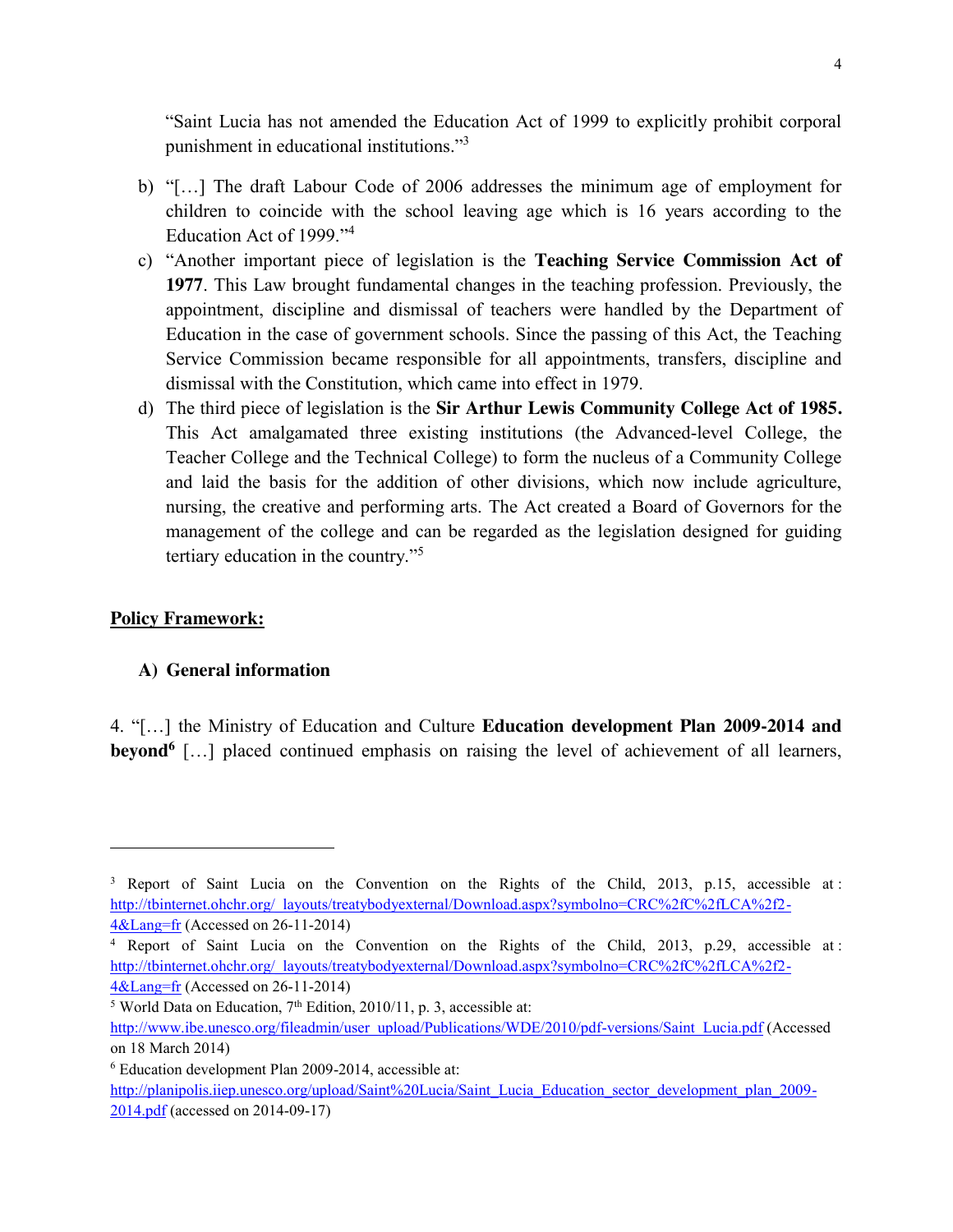"Saint Lucia has not amended the Education Act of 1999 to explicitly prohibit corporal punishment in educational institutions."[3]

b) "[…] The draft Labour Code of 2006 addresses the minimum age of employment for children to coincide with the school leaving age which is 16 years according to the Education Act of 1999."[4]

c) "Another important piece of legislation is the **Teaching Service Commission Act of 1977**. This Law brought fundamental changes in the teaching profession. Previously, the appointment, discipline and dismissal of teachers were handled by the Department of Education in the case of government schools. Since the passing of this Act, the Teaching Service Commission became responsible for all appointments, transfers, discipline and dismissal with the Constitution, which came into effect in 1979.

d) The third piece of legislation is the **Sir Arthur Lewis Community College Act of 1985.** This Act amalgamated three existing institutions (the Advanced-level College, the Teacher College and the Technical College) to form the nucleus of a Community College and laid the basis for the addition of other divisions, which now include agriculture, nursing, the creative and performing arts. The Act created a Board of Governors for the management of the college and can be regarded as the legislation designed for guiding tertiary education in the country."[5]

**Policy Framework:**

**A) General information**

4. "[…] the Ministry of Education and Culture **Education development Plan 2009-2014 and beyond**[6] […] placed continued emphasis on raising the level of achievement of all learners,

---

[3] Report of Saint Lucia on the Convention on the Rights of the Child, 2013, p.15, accessible at: http://tbinternet.ohchr.org/_layouts/treatybodyexternal/Download.aspx?symbolno=CRC%2fC%2fLCA%2f2-4&Lang=fr (Accessed on 26-11-2014)

[4] Report of Saint Lucia on the Convention on the Rights of the Child, 2013, p.29, accessible at: http://tbinternet.ohchr.org/_layouts/treatybodyexternal/Download.aspx?symbolno=CRC%2fC%2fLCA%2f2-4&Lang=fr (Accessed on 26-11-2014)

[5] World Data on Education, 7th Edition, 2010/11, p. 3, accessible at: http://www.ibe.unesco.org/fileadmin/user_upload/Publications/WDE/2010/pdf-versions/Saint_Lucia.pdf (Accessed on 18 March 2014)

[6] Education development Plan 2009-2014, accessible at: http://planipolis.iiep.unesco.org/upload/Saint%20Lucia/Saint_Lucia_Education_sector_development_plan_2009-2014.pdf (accessed on 2014-09-17)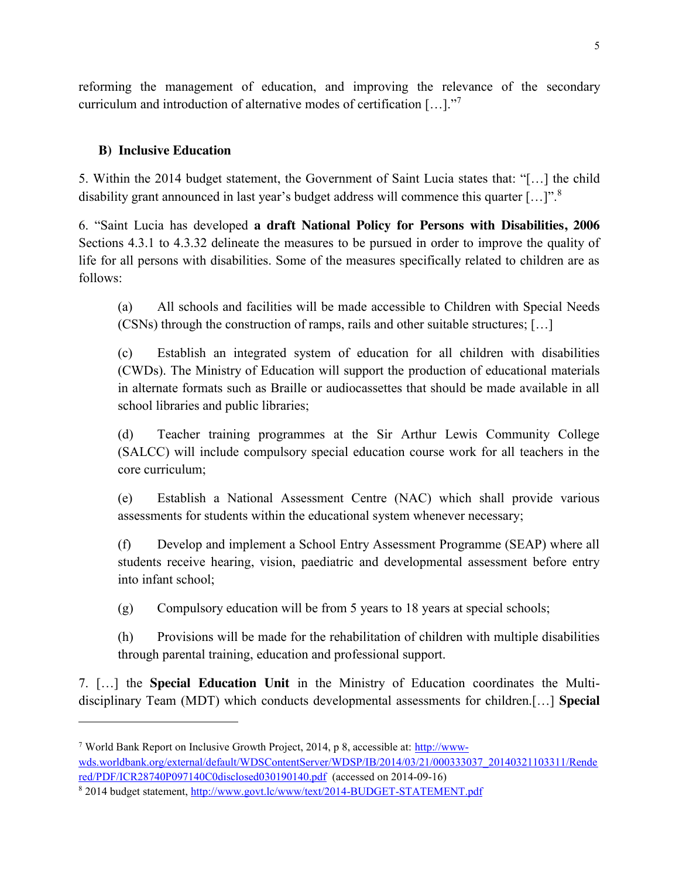reforming the management of education, and improving the relevance of the secondary curriculum and introduction of alternative modes of certification […]."[7]

### B) Inclusive Education

5. Within the 2014 budget statement, the Government of Saint Lucia states that: "[…] the child disability grant announced in last year's budget address will commence this quarter […]".[8]

6. "Saint Lucia has developed **a draft National Policy for Persons with Disabilities, 2006** Sections 4.3.1 to 4.3.32 delineate the measures to be pursued in order to improve the quality of life for all persons with disabilities. Some of the measures specifically related to children are as follows:

> (a) All schools and facilities will be made accessible to Children with Special Needs (CSNs) through the construction of ramps, rails and other suitable structures; […]
>
> (c) Establish an integrated system of education for all children with disabilities (CWDs). The Ministry of Education will support the production of educational materials in alternate formats such as Braille or audiocassettes that should be made available in all school libraries and public libraries;
>
> (d) Teacher training programmes at the Sir Arthur Lewis Community College (SALCC) will include compulsory special education course work for all teachers in the core curriculum;
>
> (e) Establish a National Assessment Centre (NAC) which shall provide various assessments for students within the educational system whenever necessary;
>
> (f) Develop and implement a School Entry Assessment Programme (SEAP) where all students receive hearing, vision, paediatric and developmental assessment before entry into infant school;
>
> (g) Compulsory education will be from 5 years to 18 years at special schools;
>
> (h) Provisions will be made for the rehabilitation of children with multiple disabilities through parental training, education and professional support.

7. […] the **Special Education Unit** in the Ministry of Education coordinates the Multi-disciplinary Team (MDT) which conducts developmental assessments for children.[…] **Special**

---

[7] World Bank Report on Inclusive Growth Project, 2014, p 8, accessible at: http://www-wds.worldbank.org/external/default/WDSContentServer/WDSP/IB/2014/03/21/000333037_20140321103311/Rendered/PDF/ICR28740P097140C0disclosed030190140.pdf (accessed on 2014-09-16)

[8] 2014 budget statement, http://www.govt.lc/www/text/2014-BUDGET-STATEMENT.pdf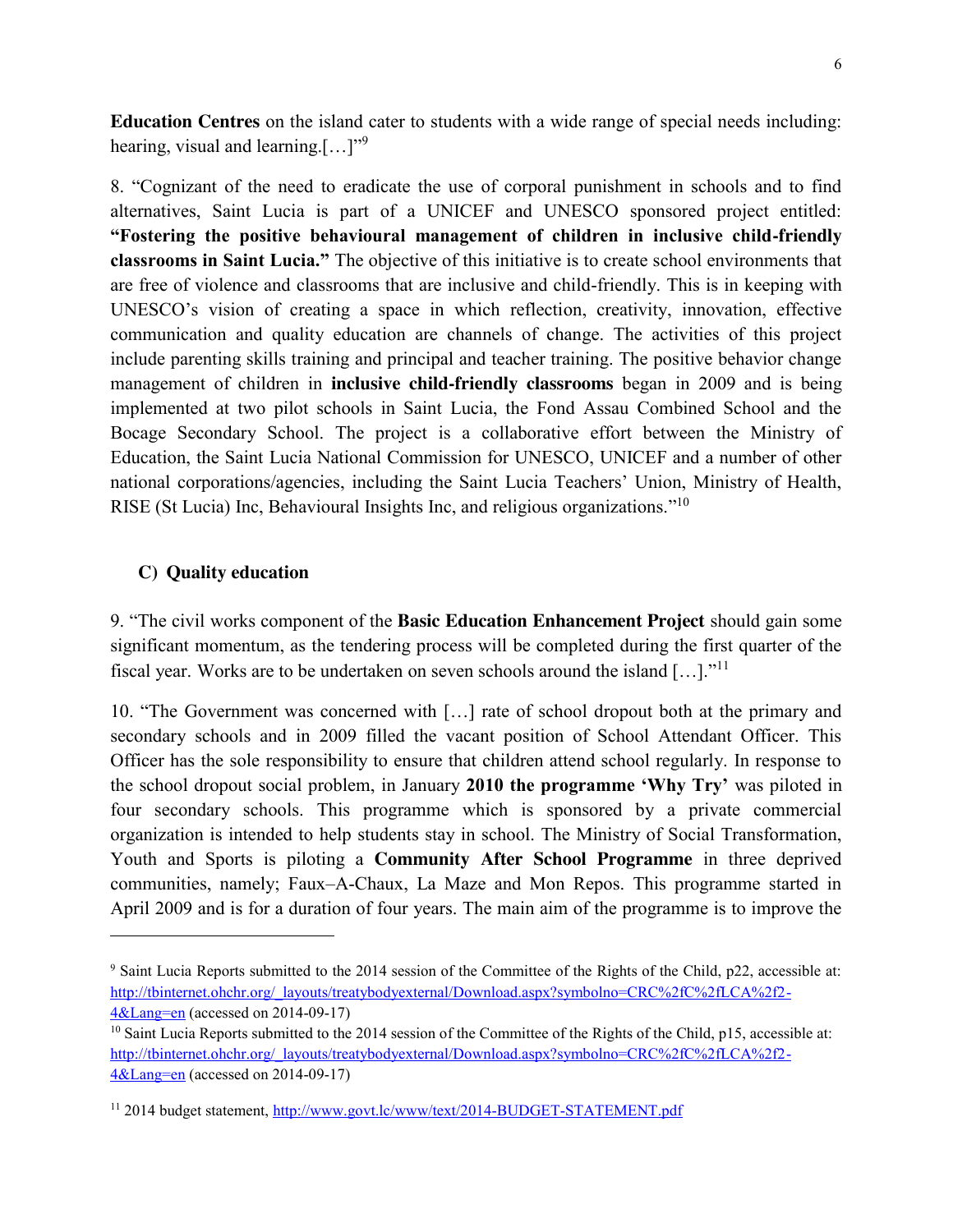**Education Centres** on the island cater to students with a wide range of special needs including: hearing, visual and learning.[…]"[9]

8. "Cognizant of the need to eradicate the use of corporal punishment in schools and to find alternatives, Saint Lucia is part of a UNICEF and UNESCO sponsored project entitled: **"Fostering the positive behavioural management of children in inclusive child-friendly classrooms in Saint Lucia."** The objective of this initiative is to create school environments that are free of violence and classrooms that are inclusive and child-friendly. This is in keeping with UNESCO's vision of creating a space in which reflection, creativity, innovation, effective communication and quality education are channels of change. The activities of this project include parenting skills training and principal and teacher training. The positive behavior change management of children in **inclusive child-friendly classrooms** began in 2009 and is being implemented at two pilot schools in Saint Lucia, the Fond Assau Combined School and the Bocage Secondary School. The project is a collaborative effort between the Ministry of Education, the Saint Lucia National Commission for UNESCO, UNICEF and a number of other national corporations/agencies, including the Saint Lucia Teachers' Union, Ministry of Health, RISE (St Lucia) Inc, Behavioural Insights Inc, and religious organizations."[10]

### C) Quality education

9. "The civil works component of the **Basic Education Enhancement Project** should gain some significant momentum, as the tendering process will be completed during the first quarter of the fiscal year. Works are to be undertaken on seven schools around the island […]."[11]

10. "The Government was concerned with […] rate of school dropout both at the primary and secondary schools and in 2009 filled the vacant position of School Attendant Officer. This Officer has the sole responsibility to ensure that children attend school regularly. In response to the school dropout social problem, in January **2010 the programme 'Why Try'** was piloted in four secondary schools. This programme which is sponsored by a private commercial organization is intended to help students stay in school. The Ministry of Social Transformation, Youth and Sports is piloting a **Community After School Programme** in three deprived communities, namely; Faux–A-Chaux, La Maze and Mon Repos. This programme started in April 2009 and is for a duration of four years. The main aim of the programme is to improve the

---

[9] Saint Lucia Reports submitted to the 2014 session of the Committee of the Rights of the Child, p22, accessible at: http://tbinternet.ohchr.org/_layouts/treatybodyexternal/Download.aspx?symbolno=CRC%2fC%2fLCA%2f2-4&Lang=en (accessed on 2014-09-17)

[10] Saint Lucia Reports submitted to the 2014 session of the Committee of the Rights of the Child, p15, accessible at: http://tbinternet.ohchr.org/_layouts/treatybodyexternal/Download.aspx?symbolno=CRC%2fC%2fLCA%2f2-4&Lang=en (accessed on 2014-09-17)

[11] 2014 budget statement, http://www.govt.lc/www/text/2014-BUDGET-STATEMENT.pdf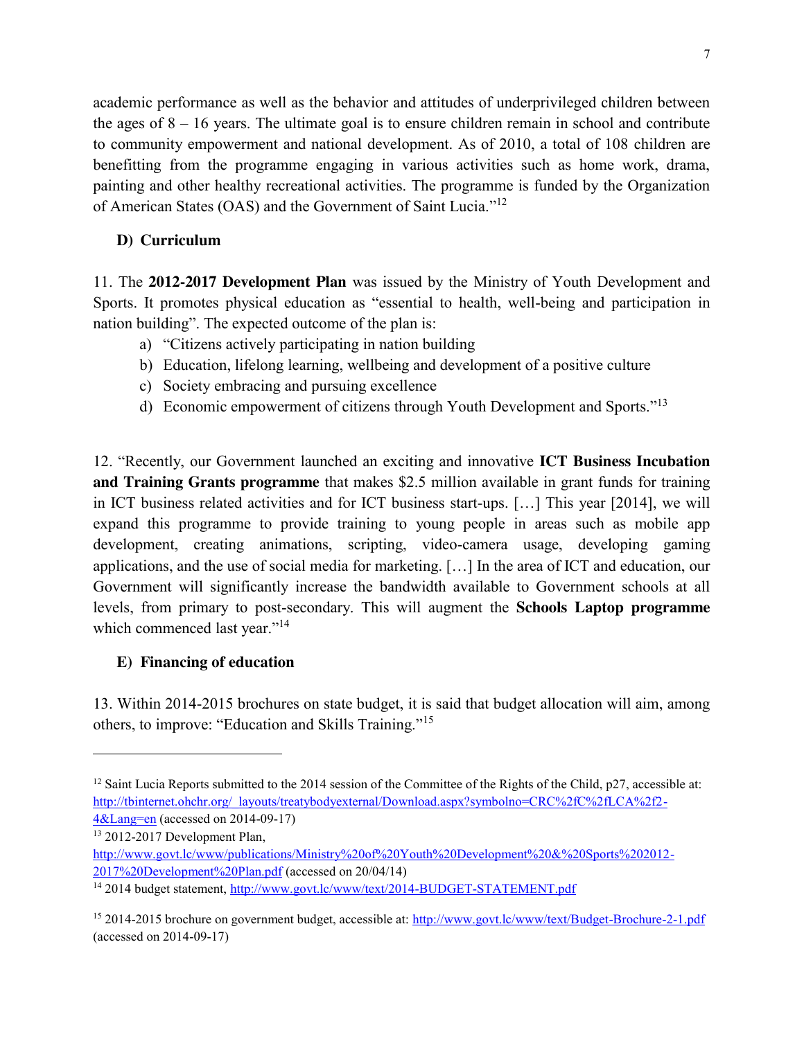academic performance as well as the behavior and attitudes of underprivileged children between the ages of 8 – 16 years. The ultimate goal is to ensure children remain in school and contribute to community empowerment and national development. As of 2010, a total of 108 children are benefitting from the programme engaging in various activities such as home work, drama, painting and other healthy recreational activities. The programme is funded by the Organization of American States (OAS) and the Government of Saint Lucia."[12]

### D) Curriculum

11. The **2012-2017 Development Plan** was issued by the Ministry of Youth Development and Sports. It promotes physical education as "essential to health, well-being and participation in nation building". The expected outcome of the plan is:

a) "Citizens actively participating in nation building
b) Education, lifelong learning, wellbeing and development of a positive culture
c) Society embracing and pursuing excellence
d) Economic empowerment of citizens through Youth Development and Sports."[13]

12. "Recently, our Government launched an exciting and innovative **ICT Business Incubation and Training Grants programme** that makes $2.5 million available in grant funds for training in ICT business related activities and for ICT business start-ups. […] This year [2014], we will expand this programme to provide training to young people in areas such as mobile app development, creating animations, scripting, video-camera usage, developing gaming applications, and the use of social media for marketing. […] In the area of ICT and education, our Government will significantly increase the bandwidth available to Government schools at all levels, from primary to post-secondary. This will augment the **Schools Laptop programme** which commenced last year."[14]

### E) Financing of education

13. Within 2014-2015 brochures on state budget, it is said that budget allocation will aim, among others, to improve: "Education and Skills Training."[15]

---

[12] Saint Lucia Reports submitted to the 2014 session of the Committee of the Rights of the Child, p27, accessible at: http://tbinternet.ohchr.org/_layouts/treatybodyexternal/Download.aspx?symbolno=CRC%2fC%2fLCA%2f2-4&Lang=en (accessed on 2014-09-17)

[13] 2012-2017 Development Plan, http://www.govt.lc/www/publications/Ministry%20of%20Youth%20Development%20&%20Sports%202012-2017%20Development%20Plan.pdf (accessed on 20/04/14)

[14] 2014 budget statement, http://www.govt.lc/www/text/2014-BUDGET-STATEMENT.pdf

[15] 2014-2015 brochure on government budget, accessible at: http://www.govt.lc/www/text/Budget-Brochure-2-1.pdf (accessed on 2014-09-17)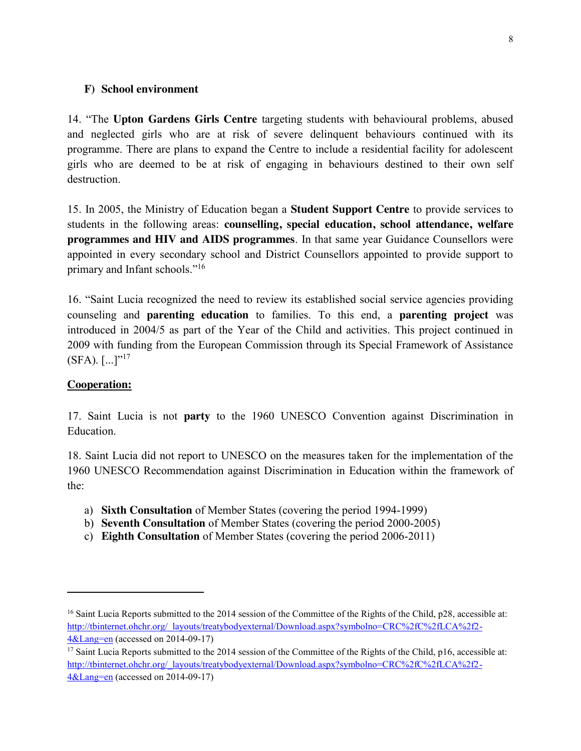### F) School environment

14. "The **Upton Gardens Girls Centre** targeting students with behavioural problems, abused and neglected girls who are at risk of severe delinquent behaviours continued with its programme. There are plans to expand the Centre to include a residential facility for adolescent girls who are deemed to be at risk of engaging in behaviours destined to their own self destruction.

15. In 2005, the Ministry of Education began a **Student Support Centre** to provide services to students in the following areas: **counselling, special education, school attendance, welfare programmes and HIV and AIDS programmes**. In that same year Guidance Counsellors were appointed in every secondary school and District Counsellors appointed to provide support to primary and Infant schools."[16]

16. "Saint Lucia recognized the need to review its established social service agencies providing counseling and **parenting education** to families. To this end, a **parenting project** was introduced in 2004/5 as part of the Year of the Child and activities. This project continued in 2009 with funding from the European Commission through its Special Framework of Assistance (SFA). [...]"[17]

**Cooperation:**

17. Saint Lucia is not **party** to the 1960 UNESCO Convention against Discrimination in Education.

18. Saint Lucia did not report to UNESCO on the measures taken for the implementation of the 1960 UNESCO Recommendation against Discrimination in Education within the framework of the:

a) **Sixth Consultation** of Member States (covering the period 1994-1999)
b) **Seventh Consultation** of Member States (covering the period 2000-2005)
c) **Eighth Consultation** of Member States (covering the period 2006-2011)

---

[16] Saint Lucia Reports submitted to the 2014 session of the Committee of the Rights of the Child, p28, accessible at: http://tbinternet.ohchr.org/_layouts/treatybodyexternal/Download.aspx?symbolno=CRC%2fC%2fLCA%2f2-4&Lang=en (accessed on 2014-09-17)

[17] Saint Lucia Reports submitted to the 2014 session of the Committee of the Rights of the Child, p16, accessible at: http://tbinternet.ohchr.org/_layouts/treatybodyexternal/Download.aspx?symbolno=CRC%2fC%2fLCA%2f2-4&Lang=en (accessed on 2014-09-17)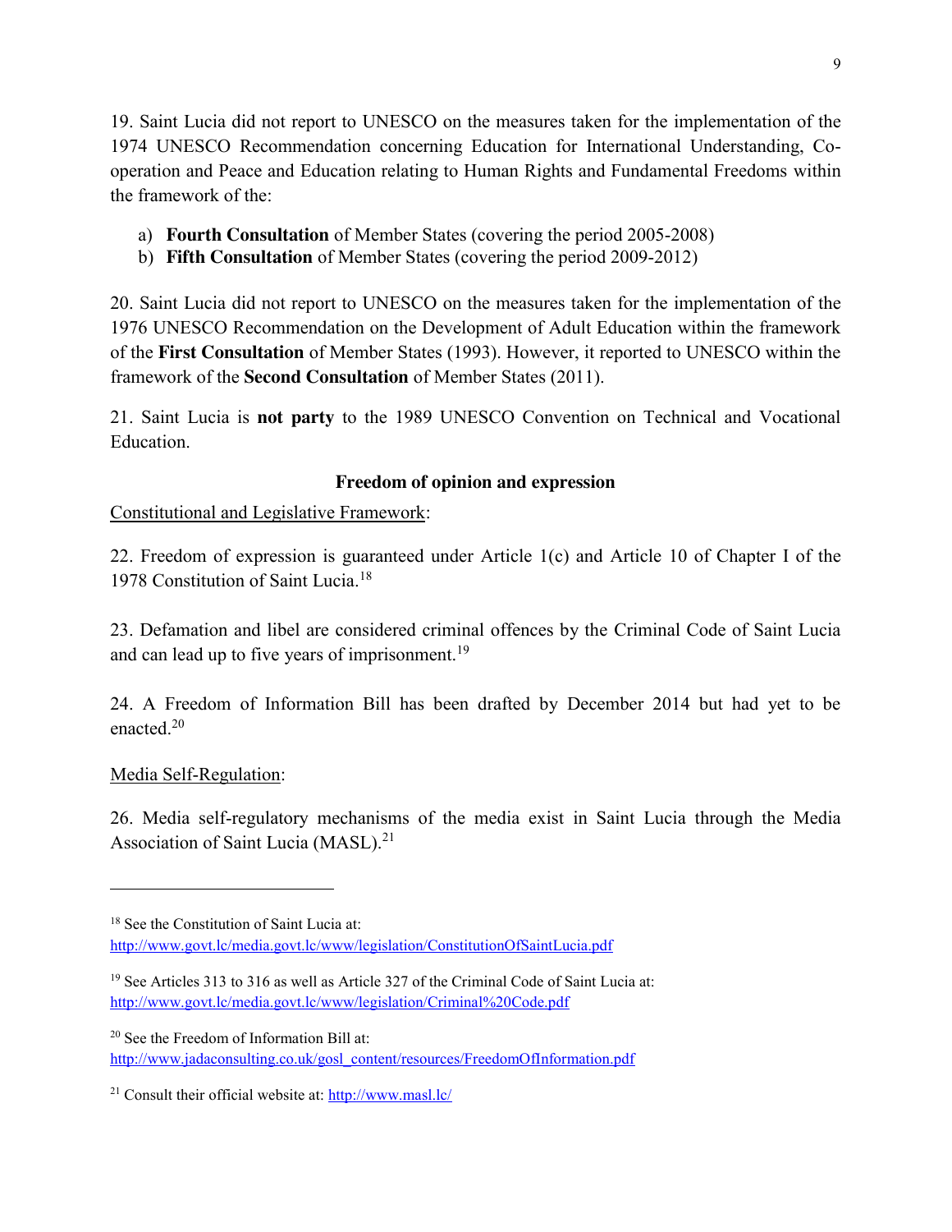19. Saint Lucia did not report to UNESCO on the measures taken for the implementation of the 1974 UNESCO Recommendation concerning Education for International Understanding, Co-operation and Peace and Education relating to Human Rights and Fundamental Freedoms within the framework of the:

a) **Fourth Consultation** of Member States (covering the period 2005-2008)
b) **Fifth Consultation** of Member States (covering the period 2009-2012)

20. Saint Lucia did not report to UNESCO on the measures taken for the implementation of the 1976 UNESCO Recommendation on the Development of Adult Education within the framework of the **First Consultation** of Member States (1993). However, it reported to UNESCO within the framework of the **Second Consultation** of Member States (2011).

21. Saint Lucia is **not party** to the 1989 UNESCO Convention on Technical and Vocational Education.

### Freedom of opinion and expression

Constitutional and Legislative Framework:

22. Freedom of expression is guaranteed under Article 1(c) and Article 10 of Chapter I of the 1978 Constitution of Saint Lucia.[18]

23. Defamation and libel are considered criminal offences by the Criminal Code of Saint Lucia and can lead up to five years of imprisonment.[19]

24. A Freedom of Information Bill has been drafted by December 2014 but had yet to be enacted.[20]

Media Self-Regulation:

26. Media self-regulatory mechanisms of the media exist in Saint Lucia through the Media Association of Saint Lucia (MASL).[21]

---

[18] See the Constitution of Saint Lucia at: http://www.govt.lc/media.govt.lc/www/legislation/ConstitutionOfSaintLucia.pdf

[19] See Articles 313 to 316 as well as Article 327 of the Criminal Code of Saint Lucia at: http://www.govt.lc/media.govt.lc/www/legislation/Criminal%20Code.pdf

[20] See the Freedom of Information Bill at: http://www.jadaconsulting.co.uk/gosl_content/resources/FreedomOfInformation.pdf

[21] Consult their official website at: http://www.masl.lc/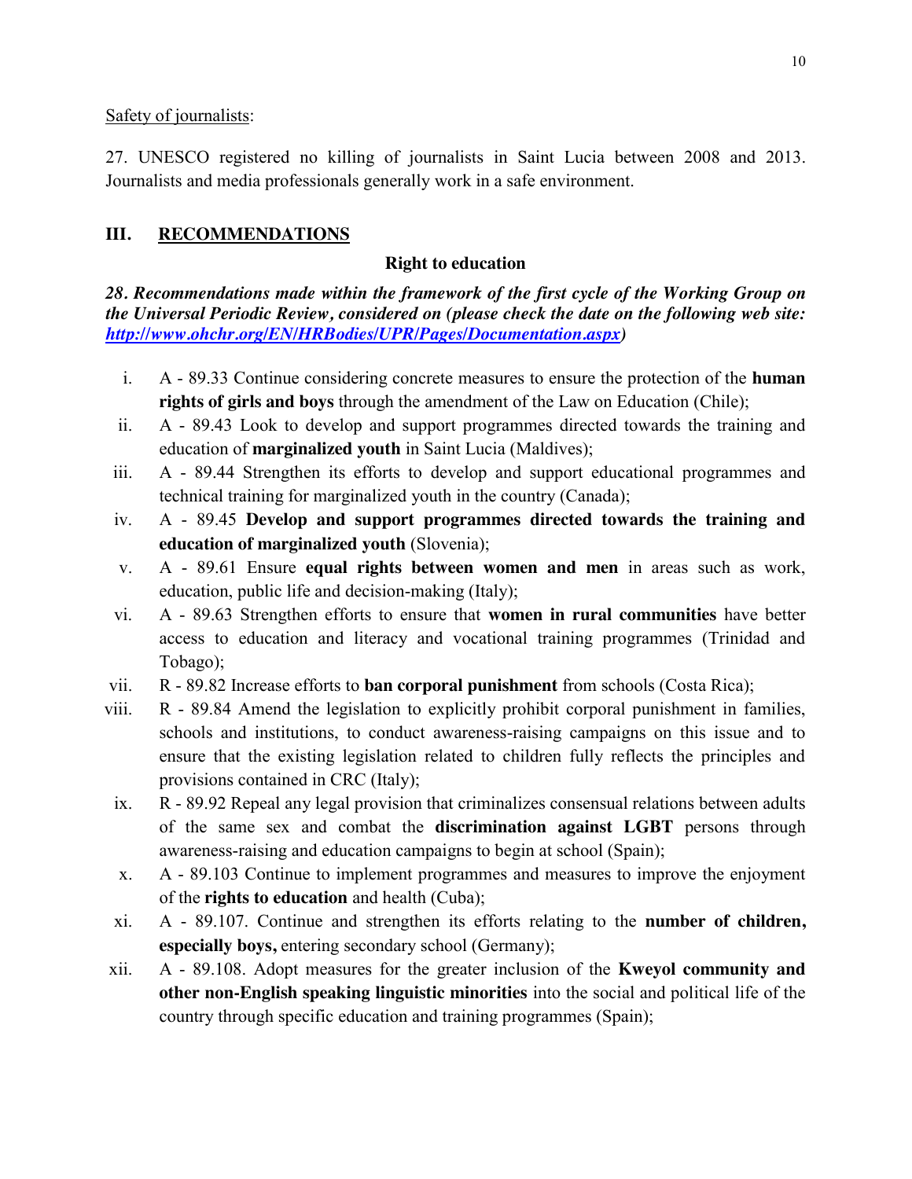Safety of journalists:

27. UNESCO registered no killing of journalists in Saint Lucia between 2008 and 2013. Journalists and media professionals generally work in a safe environment.

## III. RECOMMENDATIONS

### Right to education

***28. Recommendations made within the framework of the first cycle of the Working Group on the Universal Periodic Review, considered on (please check the date on the following web site: [http://www.ohchr.org/EN/HRBodies/UPR/Pages/Documentation.aspx](http://www.ohchr.org/EN/HRBodies/UPR/Pages/Documentation.aspx))***

i. A - 89.33 Continue considering concrete measures to ensure the protection of the **human rights of girls and boys** through the amendment of the Law on Education (Chile);

ii. A - 89.43 Look to develop and support programmes directed towards the training and education of **marginalized youth** in Saint Lucia (Maldives);

iii. A - 89.44 Strengthen its efforts to develop and support educational programmes and technical training for marginalized youth in the country (Canada);

iv. A - 89.45 **Develop and support programmes directed towards the training and education of marginalized youth** (Slovenia);

v. A - 89.61 Ensure **equal rights between women and men** in areas such as work, education, public life and decision-making (Italy);

vi. A - 89.63 Strengthen efforts to ensure that **women in rural communities** have better access to education and literacy and vocational training programmes (Trinidad and Tobago);

vii. R - 89.82 Increase efforts to **ban corporal punishment** from schools (Costa Rica);

viii. R - 89.84 Amend the legislation to explicitly prohibit corporal punishment in families, schools and institutions, to conduct awareness-raising campaigns on this issue and to ensure that the existing legislation related to children fully reflects the principles and provisions contained in CRC (Italy);

ix. R - 89.92 Repeal any legal provision that criminalizes consensual relations between adults of the same sex and combat the **discrimination against LGBT** persons through awareness-raising and education campaigns to begin at school (Spain);

x. A - 89.103 Continue to implement programmes and measures to improve the enjoyment of the **rights to education** and health (Cuba);

xi. A - 89.107. Continue and strengthen its efforts relating to the **number of children, especially boys,** entering secondary school (Germany);

xii. A - 89.108. Adopt measures for the greater inclusion of the **Kweyol community and other non-English speaking linguistic minorities** into the social and political life of the country through specific education and training programmes (Spain);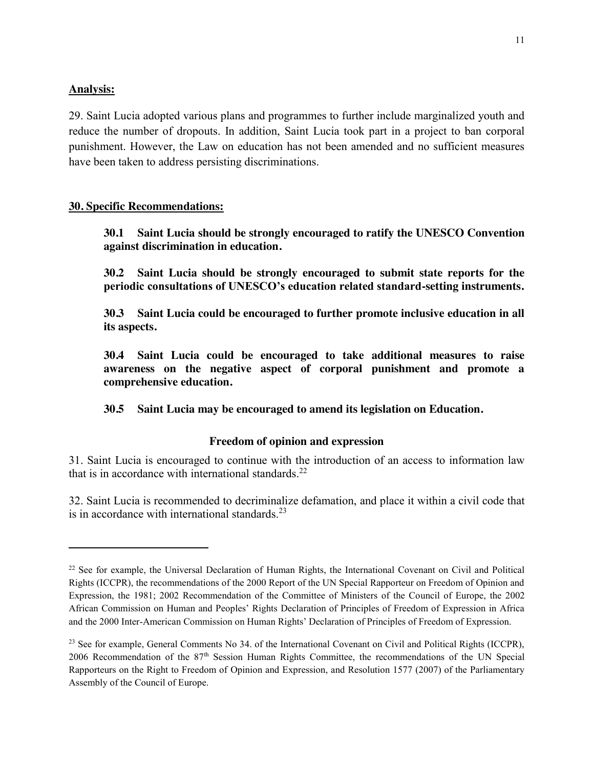**Analysis:**

29. Saint Lucia adopted various plans and programmes to further include marginalized youth and reduce the number of dropouts. In addition, Saint Lucia took part in a project to ban corporal punishment. However, the Law on education has not been amended and no sufficient measures have been taken to address persisting discriminations.

**30. Specific Recommendations:**

> **30.1 Saint Lucia should be strongly encouraged to ratify the UNESCO Convention against discrimination in education.**
>
> **30.2 Saint Lucia should be strongly encouraged to submit state reports for the periodic consultations of UNESCO's education related standard-setting instruments.**
>
> **30.3 Saint Lucia could be encouraged to further promote inclusive education in all its aspects.**
>
> **30.4 Saint Lucia could be encouraged to take additional measures to raise awareness on the negative aspect of corporal punishment and promote a comprehensive education.**
>
> **30.5 Saint Lucia may be encouraged to amend its legislation on Education.**

**Freedom of opinion and expression**

31. Saint Lucia is encouraged to continue with the introduction of an access to information law that is in accordance with international standards.[22]

32. Saint Lucia is recommended to decriminalize defamation, and place it within a civil code that is in accordance with international standards.[23]

---

[22] See for example, the Universal Declaration of Human Rights, the International Covenant on Civil and Political Rights (ICCPR), the recommendations of the 2000 Report of the UN Special Rapporteur on Freedom of Opinion and Expression, the 1981; 2002 Recommendation of the Committee of Ministers of the Council of Europe, the 2002 African Commission on Human and Peoples' Rights Declaration of Principles of Freedom of Expression in Africa and the 2000 Inter-American Commission on Human Rights' Declaration of Principles of Freedom of Expression.

[23] See for example, General Comments No 34. of the International Covenant on Civil and Political Rights (ICCPR), 2006 Recommendation of the 87th Session Human Rights Committee, the recommendations of the UN Special Rapporteurs on the Right to Freedom of Opinion and Expression, and Resolution 1577 (2007) of the Parliamentary Assembly of the Council of Europe.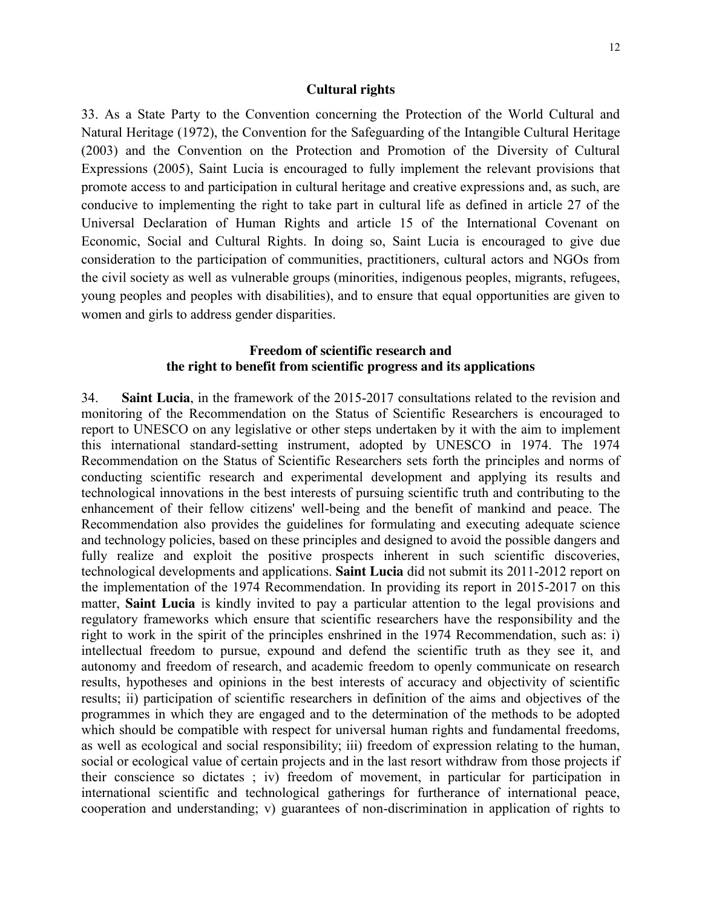## Cultural rights

33. As a State Party to the Convention concerning the Protection of the World Cultural and Natural Heritage (1972), the Convention for the Safeguarding of the Intangible Cultural Heritage (2003) and the Convention on the Protection and Promotion of the Diversity of Cultural Expressions (2005), Saint Lucia is encouraged to fully implement the relevant provisions that promote access to and participation in cultural heritage and creative expressions and, as such, are conducive to implementing the right to take part in cultural life as defined in article 27 of the Universal Declaration of Human Rights and article 15 of the International Covenant on Economic, Social and Cultural Rights. In doing so, Saint Lucia is encouraged to give due consideration to the participation of communities, practitioners, cultural actors and NGOs from the civil society as well as vulnerable groups (minorities, indigenous peoples, migrants, refugees, young peoples and peoples with disabilities), and to ensure that equal opportunities are given to women and girls to address gender disparities.

## Freedom of scientific research and the right to benefit from scientific progress and its applications

34. **Saint Lucia**, in the framework of the 2015-2017 consultations related to the revision and monitoring of the Recommendation on the Status of Scientific Researchers is encouraged to report to UNESCO on any legislative or other steps undertaken by it with the aim to implement this international standard-setting instrument, adopted by UNESCO in 1974. The 1974 Recommendation on the Status of Scientific Researchers sets forth the principles and norms of conducting scientific research and experimental development and applying its results and technological innovations in the best interests of pursuing scientific truth and contributing to the enhancement of their fellow citizens' well-being and the benefit of mankind and peace. The Recommendation also provides the guidelines for formulating and executing adequate science and technology policies, based on these principles and designed to avoid the possible dangers and fully realize and exploit the positive prospects inherent in such scientific discoveries, technological developments and applications. **Saint Lucia** did not submit its 2011-2012 report on the implementation of the 1974 Recommendation. In providing its report in 2015-2017 on this matter, **Saint Lucia** is kindly invited to pay a particular attention to the legal provisions and regulatory frameworks which ensure that scientific researchers have the responsibility and the right to work in the spirit of the principles enshrined in the 1974 Recommendation, such as: i) intellectual freedom to pursue, expound and defend the scientific truth as they see it, and autonomy and freedom of research, and academic freedom to openly communicate on research results, hypotheses and opinions in the best interests of accuracy and objectivity of scientific results; ii) participation of scientific researchers in definition of the aims and objectives of the programmes in which they are engaged and to the determination of the methods to be adopted which should be compatible with respect for universal human rights and fundamental freedoms, as well as ecological and social responsibility; iii) freedom of expression relating to the human, social or ecological value of certain projects and in the last resort withdraw from those projects if their conscience so dictates ; iv) freedom of movement, in particular for participation in international scientific and technological gatherings for furtherance of international peace, cooperation and understanding; v) guarantees of non-discrimination in application of rights to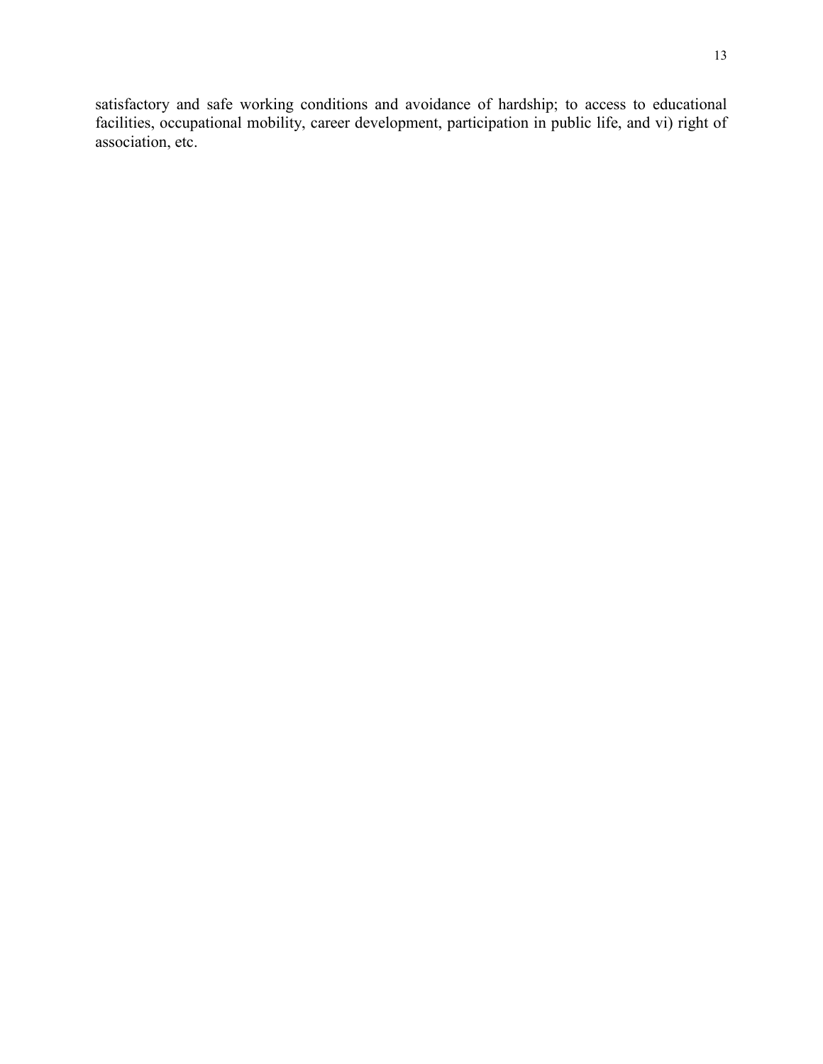satisfactory and safe working conditions and avoidance of hardship; to access to educational facilities, occupational mobility, career development, participation in public life, and vi) right of association, etc.